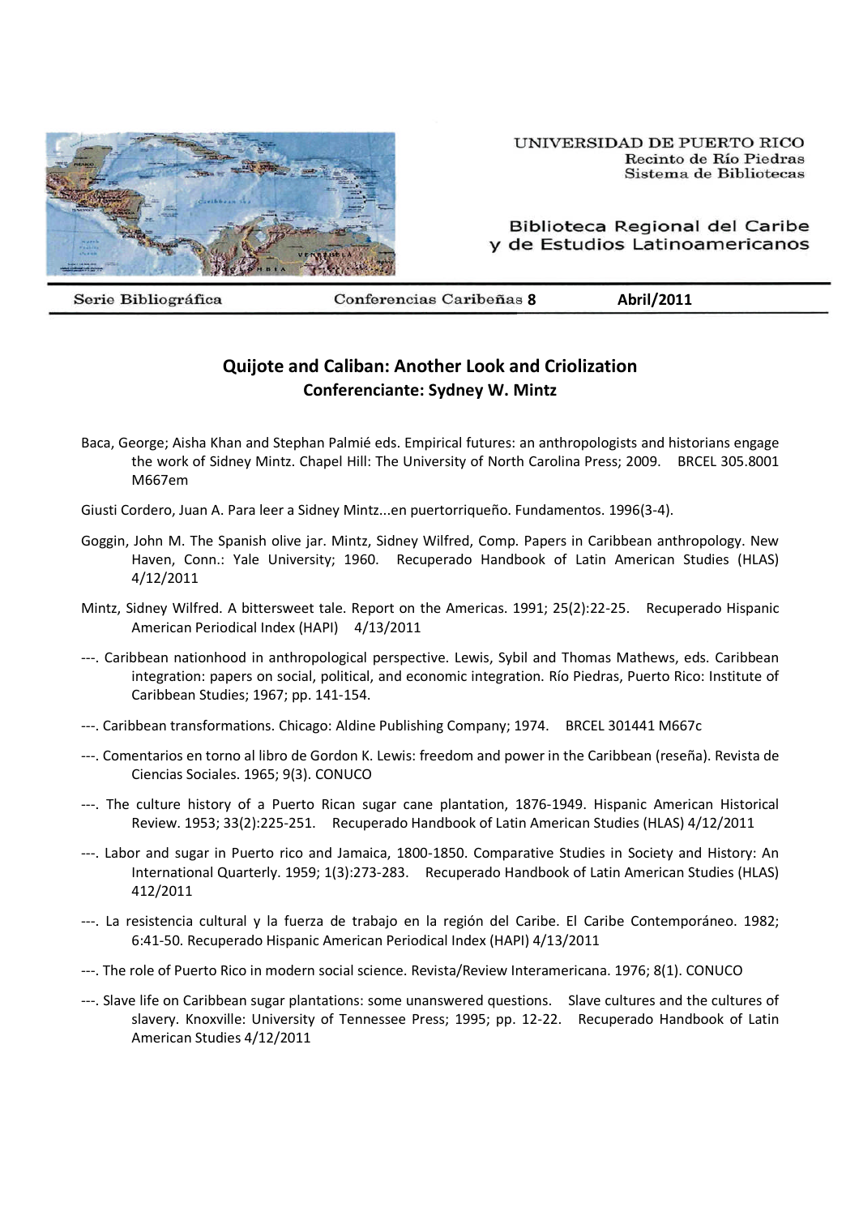UNIVERSIDAD DE PUERTO RICO
Recinto de Río Piedras
Sistema de Bibliotecas

Biblioteca Regional del Caribe y de Estudios Latinoamericanos

Serie Bibliográfica | Conferencias Caribeñas **8** | **Abril/2011**

## Quijote and Caliban: Another Look and Criolization
**Conferenciante: Sydney W. Mintz**

Baca, George; Aisha Khan and Stephan Palmié eds. Empirical futures: an anthropologists and historians engage the work of Sidney Mintz. Chapel Hill: The University of North Carolina Press; 2009. BRCEL 305.8001 M667em

Giusti Cordero, Juan A. Para leer a Sidney Mintz...en puertorriqueño. Fundamentos. 1996(3-4).

Goggin, John M. The Spanish olive jar. Mintz, Sidney Wilfred, Comp. Papers in Caribbean anthropology. New Haven, Conn.: Yale University; 1960. Recuperado Handbook of Latin American Studies (HLAS) 4/12/2011

Mintz, Sidney Wilfred. A bittersweet tale. Report on the Americas. 1991; 25(2):22-25. Recuperado Hispanic American Periodical Index (HAPI) 4/13/2011

---. Caribbean nationhood in anthropological perspective. Lewis, Sybil and Thomas Mathews, eds. Caribbean integration: papers on social, political, and economic integration. Río Piedras, Puerto Rico: Institute of Caribbean Studies; 1967; pp. 141-154.

---. Caribbean transformations. Chicago: Aldine Publishing Company; 1974. BRCEL 301441 M667c

---. Comentarios en torno al libro de Gordon K. Lewis: freedom and power in the Caribbean (reseña). Revista de Ciencias Sociales. 1965; 9(3). CONUCO

---. The culture history of a Puerto Rican sugar cane plantation, 1876-1949. Hispanic American Historical Review. 1953; 33(2):225-251. Recuperado Handbook of Latin American Studies (HLAS) 4/12/2011

---. Labor and sugar in Puerto rico and Jamaica, 1800-1850. Comparative Studies in Society and History: An International Quarterly. 1959; 1(3):273-283. Recuperado Handbook of Latin American Studies (HLAS) 412/2011

---. La resistencia cultural y la fuerza de trabajo en la región del Caribe. El Caribe Contemporáneo. 1982; 6:41-50. Recuperado Hispanic American Periodical Index (HAPI) 4/13/2011

---. The role of Puerto Rico in modern social science. Revista/Review Interamericana. 1976; 8(1). CONUCO

---. Slave life on Caribbean sugar plantations: some unanswered questions. Slave cultures and the cultures of slavery. Knoxville: University of Tennessee Press; 1995; pp. 12-22. Recuperado Handbook of Latin American Studies 4/12/2011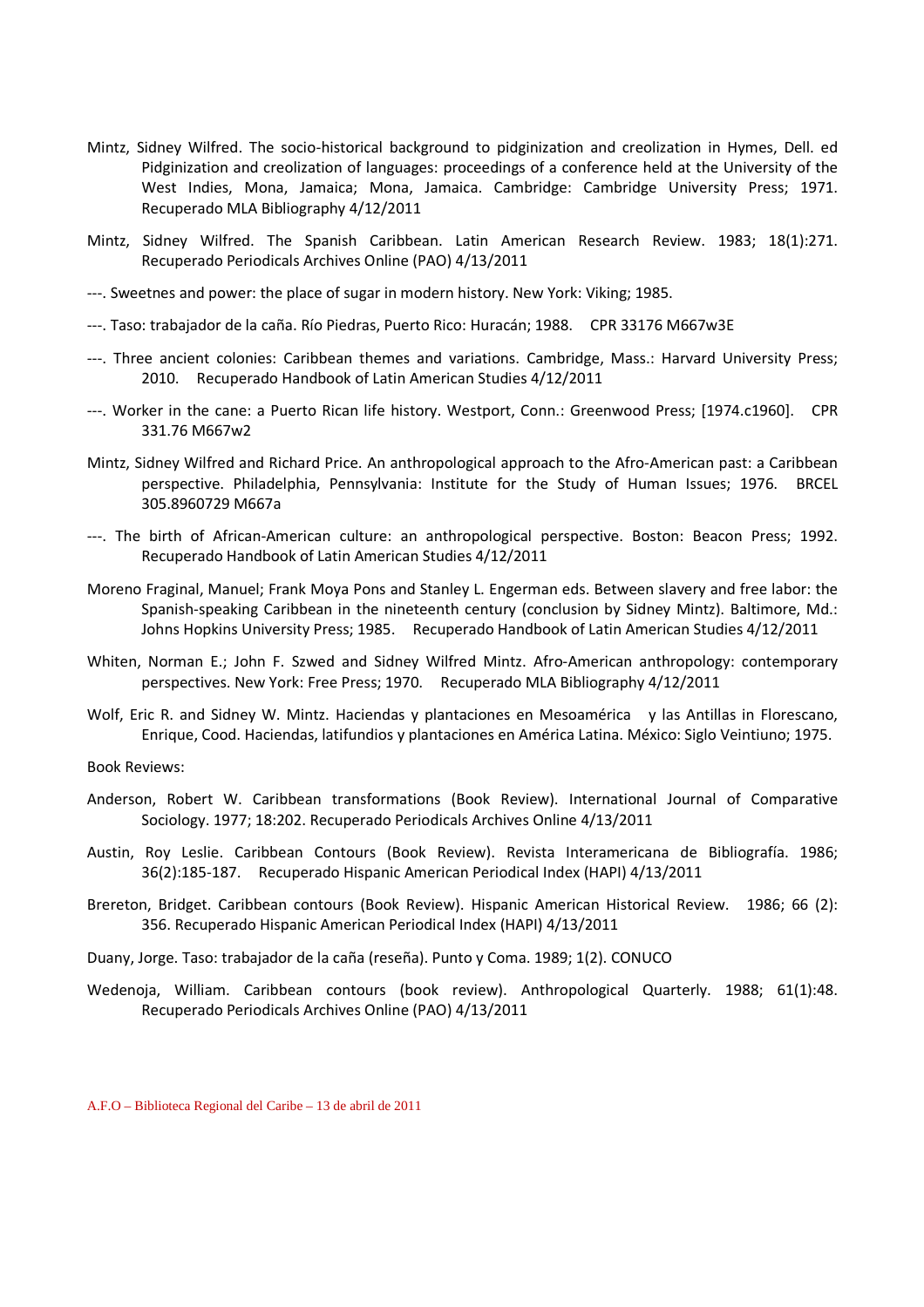Mintz, Sidney Wilfred. The socio-historical background to pidginization and creolization in Hymes, Dell. ed Pidginization and creolization of languages: proceedings of a conference held at the University of the West Indies, Mona, Jamaica; Mona, Jamaica. Cambridge: Cambridge University Press; 1971. Recuperado MLA Bibliography 4/12/2011

Mintz, Sidney Wilfred. The Spanish Caribbean. Latin American Research Review. 1983; 18(1):271. Recuperado Periodicals Archives Online (PAO) 4/13/2011

---. Sweetnes and power: the place of sugar in modern history. New York: Viking; 1985.

---. Taso: trabajador de la caña. Río Piedras, Puerto Rico: Huracán; 1988. CPR 33176 M667w3E

---. Three ancient colonies: Caribbean themes and variations. Cambridge, Mass.: Harvard University Press; 2010. Recuperado Handbook of Latin American Studies 4/12/2011

---. Worker in the cane: a Puerto Rican life history. Westport, Conn.: Greenwood Press; [1974.c1960]. CPR 331.76 M667w2

Mintz, Sidney Wilfred and Richard Price. An anthropological approach to the Afro-American past: a Caribbean perspective. Philadelphia, Pennsylvania: Institute for the Study of Human Issues; 1976. BRCEL 305.8960729 M667a

---. The birth of African-American culture: an anthropological perspective. Boston: Beacon Press; 1992. Recuperado Handbook of Latin American Studies 4/12/2011

Moreno Fraginal, Manuel; Frank Moya Pons and Stanley L. Engerman eds. Between slavery and free labor: the Spanish-speaking Caribbean in the nineteenth century (conclusion by Sidney Mintz). Baltimore, Md.: Johns Hopkins University Press; 1985. Recuperado Handbook of Latin American Studies 4/12/2011

Whiten, Norman E.; John F. Szwed and Sidney Wilfred Mintz. Afro-American anthropology: contemporary perspectives. New York: Free Press; 1970. Recuperado MLA Bibliography 4/12/2011

Wolf, Eric R. and Sidney W. Mintz. Haciendas y plantaciones en Mesoamérica y las Antillas in Florescano, Enrique, Cood. Haciendas, latifundios y plantaciones en América Latina. México: Siglo Veintiuno; 1975.

Book Reviews:

Anderson, Robert W. Caribbean transformations (Book Review). International Journal of Comparative Sociology. 1977; 18:202. Recuperado Periodicals Archives Online 4/13/2011

Austin, Roy Leslie. Caribbean Contours (Book Review). Revista Interamericana de Bibliografía. 1986; 36(2):185-187. Recuperado Hispanic American Periodical Index (HAPI) 4/13/2011

Brereton, Bridget. Caribbean contours (Book Review). Hispanic American Historical Review. 1986; 66 (2): 356. Recuperado Hispanic American Periodical Index (HAPI) 4/13/2011

Duany, Jorge. Taso: trabajador de la caña (reseña). Punto y Coma. 1989; 1(2). CONUCO

Wedenoja, William. Caribbean contours (book review). Anthropological Quarterly. 1988; 61(1):48. Recuperado Periodicals Archives Online (PAO) 4/13/2011